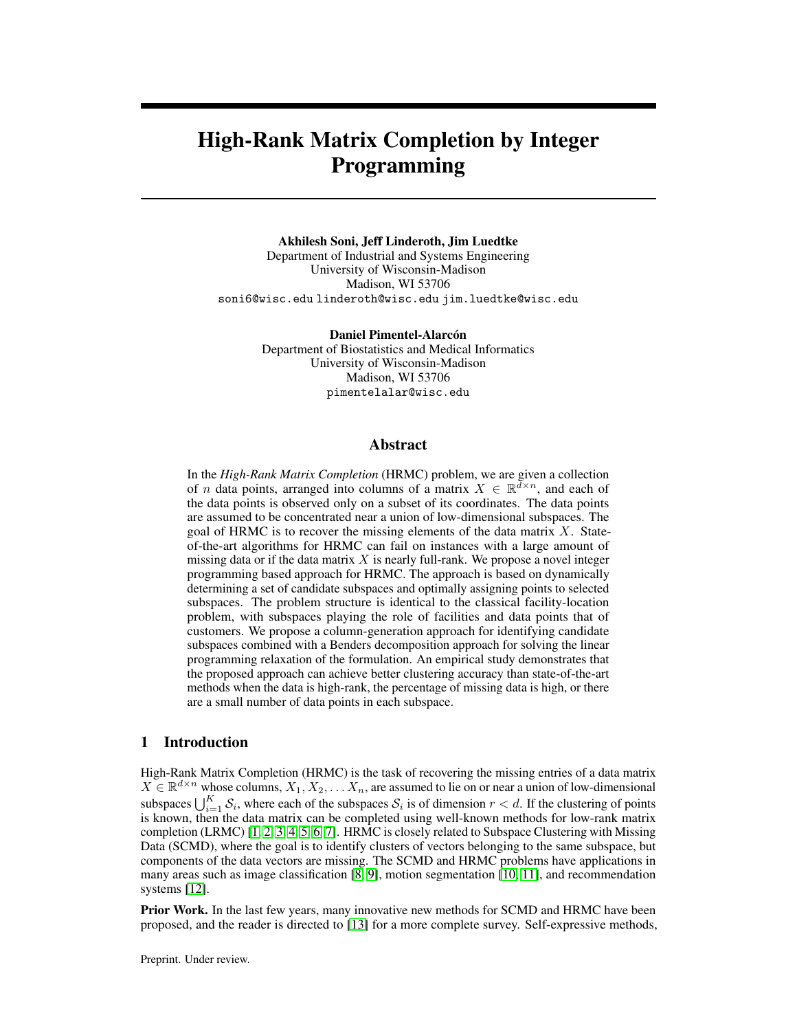# High-Rank Matrix Completion by Integer Programming

**Akhilesh Soni, Jeff Linderoth, Jim Luedtke**
Department of Industrial and Systems Engineering
University of Wisconsin-Madison
Madison, WI 53706
soni6@wisc.edu linderoth@wisc.edu jim.luedtke@wisc.edu

**Daniel Pimentel-Alarcón**
Department of Biostatistics and Medical Informatics
University of Wisconsin-Madison
Madison, WI 53706
pimentelalar@wisc.edu

## Abstract

In the *High-Rank Matrix Completion* (HRMC) problem, we are given a collection of $n$ data points, arranged into columns of a matrix $X \in \mathbb{R}^{d \times n}$, and each of the data points is observed only on a subset of its coordinates. The data points are assumed to be concentrated near a union of low-dimensional subspaces. The goal of HRMC is to recover the missing elements of the data matrix $X$. State-of-the-art algorithms for HRMC can fail on instances with a large amount of missing data or if the data matrix $X$ is nearly full-rank. We propose a novel integer programming based approach for HRMC. The approach is based on dynamically determining a set of candidate subspaces and optimally assigning points to selected subspaces. The problem structure is identical to the classical facility-location problem, with subspaces playing the role of facilities and data points that of customers. We propose a column-generation approach for identifying candidate subspaces combined with a Benders decomposition approach for solving the linear programming relaxation of the formulation. An empirical study demonstrates that the proposed approach can achieve better clustering accuracy than state-of-the-art methods when the data is high-rank, the percentage of missing data is high, or there are a small number of data points in each subspace.

## 1 Introduction

High-Rank Matrix Completion (HRMC) is the task of recovering the missing entries of a data matrix $X \in \mathbb{R}^{d \times n}$ whose columns, $X_1, X_2, \ldots X_n$, are assumed to lie on or near a union of low-dimensional subspaces $\bigcup_{i=1}^{K} \mathcal{S}_i$, where each of the subspaces $\mathcal{S}_i$ is of dimension $r < d$. If the clustering of points is known, then the data matrix can be completed using well-known methods for low-rank matrix completion (LRMC) [1, 2, 3, 4, 5, 6, 7]. HRMC is closely related to Subspace Clustering with Missing Data (SCMD), where the goal is to identify clusters of vectors belonging to the same subspace, but components of the data vectors are missing. The SCMD and HRMC problems have applications in many areas such as image classification [8, 9], motion segmentation [10, 11], and recommendation systems [12].

**Prior Work.** In the last few years, many innovative new methods for SCMD and HRMC have been proposed, and the reader is directed to [13] for a more complete survey. Self-expressive methods,

Preprint. Under review.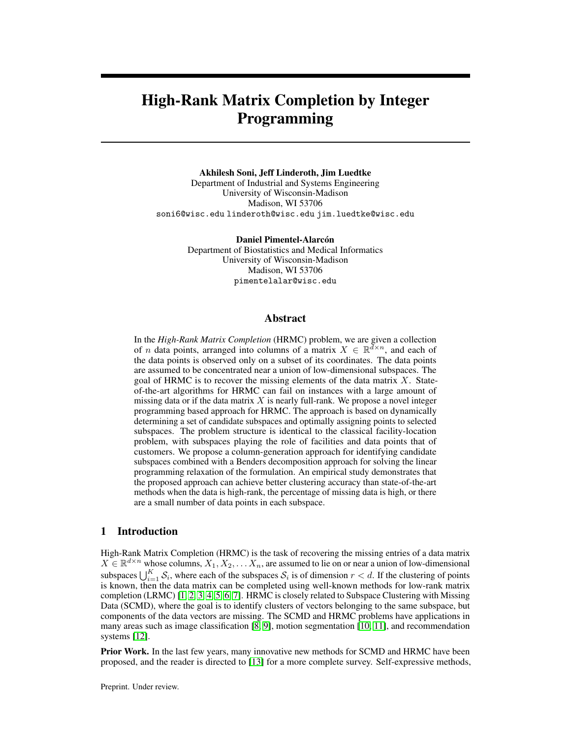# High-Rank Matrix Completion by Integer Programming

**Akhilesh Soni, Jeff Linderoth, Jim Luedtke**
Department of Industrial and Systems Engineering
University of Wisconsin-Madison
Madison, WI 53706
soni6@wisc.edu linderoth@wisc.edu jim.luedtke@wisc.edu

**Daniel Pimentel-Alarcón**
Department of Biostatistics and Medical Informatics
University of Wisconsin-Madison
Madison, WI 53706
pimentelalar@wisc.edu

## Abstract

In the *High-Rank Matrix Completion* (HRMC) problem, we are given a collection of $n$ data points, arranged into columns of a matrix $X \in \mathbb{R}^{d \times n}$, and each of the data points is observed only on a subset of its coordinates. The data points are assumed to be concentrated near a union of low-dimensional subspaces. The goal of HRMC is to recover the missing elements of the data matrix $X$. State-of-the-art algorithms for HRMC can fail on instances with a large amount of missing data or if the data matrix $X$ is nearly full-rank. We propose a novel integer programming based approach for HRMC. The approach is based on dynamically determining a set of candidate subspaces and optimally assigning points to selected subspaces. The problem structure is identical to the classical facility-location problem, with subspaces playing the role of facilities and data points that of customers. We propose a column-generation approach for identifying candidate subspaces combined with a Benders decomposition approach for solving the linear programming relaxation of the formulation. An empirical study demonstrates that the proposed approach can achieve better clustering accuracy than state-of-the-art methods when the data is high-rank, the percentage of missing data is high, or there are a small number of data points in each subspace.

## 1 Introduction

High-Rank Matrix Completion (HRMC) is the task of recovering the missing entries of a data matrix $X \in \mathbb{R}^{d \times n}$ whose columns, $X_1, X_2, \ldots X_n$, are assumed to lie on or near a union of low-dimensional subspaces $\bigcup_{i=1}^{K} \mathcal{S}_i$, where each of the subspaces $\mathcal{S}_i$ is of dimension $r < d$. If the clustering of points is known, then the data matrix can be completed using well-known methods for low-rank matrix completion (LRMC) [1, 2, 3, 4, 5, 6, 7]. HRMC is closely related to Subspace Clustering with Missing Data (SCMD), where the goal is to identify clusters of vectors belonging to the same subspace, but components of the data vectors are missing. The SCMD and HRMC problems have applications in many areas such as image classification [8, 9], motion segmentation [10, 11], and recommendation systems [12].

**Prior Work.** In the last few years, many innovative new methods for SCMD and HRMC have been proposed, and the reader is directed to [13] for a more complete survey. Self-expressive methods,

Preprint. Under review.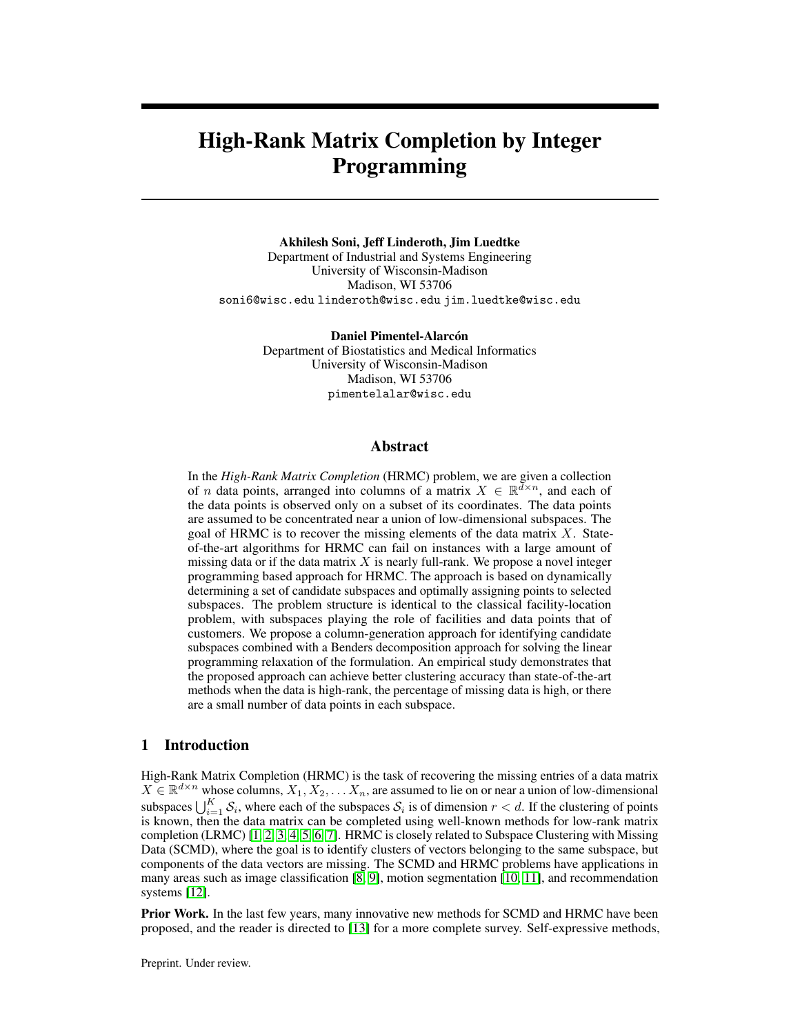# High-Rank Matrix Completion by Integer Programming

**Akhilesh Soni, Jeff Linderoth, Jim Luedtke**
Department of Industrial and Systems Engineering
University of Wisconsin-Madison
Madison, WI 53706
soni6@wisc.edu linderoth@wisc.edu jim.luedtke@wisc.edu

**Daniel Pimentel-Alarcón**
Department of Biostatistics and Medical Informatics
University of Wisconsin-Madison
Madison, WI 53706
pimentelalar@wisc.edu

## Abstract

In the *High-Rank Matrix Completion* (HRMC) problem, we are given a collection of $n$ data points, arranged into columns of a matrix $X \in \mathbb{R}^{d \times n}$, and each of the data points is observed only on a subset of its coordinates. The data points are assumed to be concentrated near a union of low-dimensional subspaces. The goal of HRMC is to recover the missing elements of the data matrix $X$. State-of-the-art algorithms for HRMC can fail on instances with a large amount of missing data or if the data matrix $X$ is nearly full-rank. We propose a novel integer programming based approach for HRMC. The approach is based on dynamically determining a set of candidate subspaces and optimally assigning points to selected subspaces. The problem structure is identical to the classical facility-location problem, with subspaces playing the role of facilities and data points that of customers. We propose a column-generation approach for identifying candidate subspaces combined with a Benders decomposition approach for solving the linear programming relaxation of the formulation. An empirical study demonstrates that the proposed approach can achieve better clustering accuracy than state-of-the-art methods when the data is high-rank, the percentage of missing data is high, or there are a small number of data points in each subspace.

## 1 Introduction

High-Rank Matrix Completion (HRMC) is the task of recovering the missing entries of a data matrix $X \in \mathbb{R}^{d \times n}$ whose columns, $X_1, X_2, \ldots X_n$, are assumed to lie on or near a union of low-dimensional subspaces $\bigcup_{i=1}^{K} \mathcal{S}_i$, where each of the subspaces $\mathcal{S}_i$ is of dimension $r < d$. If the clustering of points is known, then the data matrix can be completed using well-known methods for low-rank matrix completion (LRMC) [1, 2, 3, 4, 5, 6, 7]. HRMC is closely related to Subspace Clustering with Missing Data (SCMD), where the goal is to identify clusters of vectors belonging to the same subspace, but components of the data vectors are missing. The SCMD and HRMC problems have applications in many areas such as image classification [8, 9], motion segmentation [10, 11], and recommendation systems [12].

**Prior Work.** In the last few years, many innovative new methods for SCMD and HRMC have been proposed, and the reader is directed to [13] for a more complete survey. Self-expressive methods,

Preprint. Under review.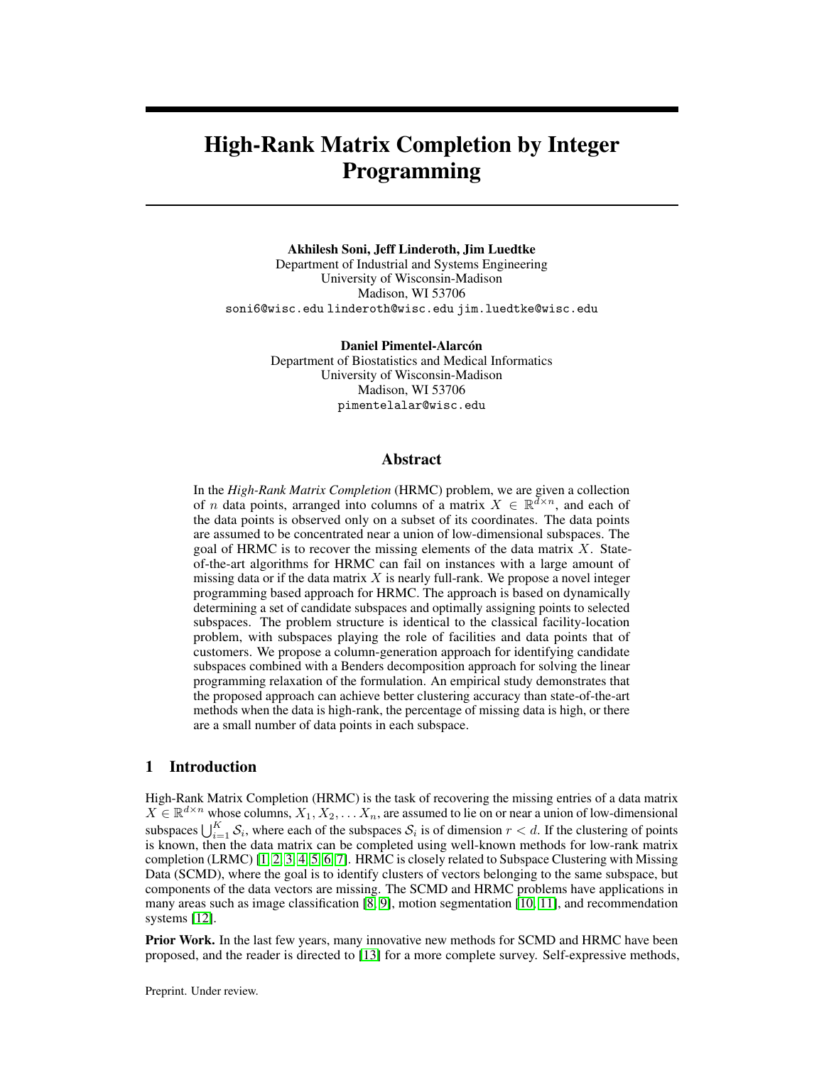# High-Rank Matrix Completion by Integer Programming

**Akhilesh Soni, Jeff Linderoth, Jim Luedtke**
Department of Industrial and Systems Engineering
University of Wisconsin-Madison
Madison, WI 53706
soni6@wisc.edu linderoth@wisc.edu jim.luedtke@wisc.edu

**Daniel Pimentel-Alarcón**
Department of Biostatistics and Medical Informatics
University of Wisconsin-Madison
Madison, WI 53706
pimentelalar@wisc.edu

## Abstract

In the *High-Rank Matrix Completion* (HRMC) problem, we are given a collection of $n$ data points, arranged into columns of a matrix $X \in \mathbb{R}^{d \times n}$, and each of the data points is observed only on a subset of its coordinates. The data points are assumed to be concentrated near a union of low-dimensional subspaces. The goal of HRMC is to recover the missing elements of the data matrix $X$. State-of-the-art algorithms for HRMC can fail on instances with a large amount of missing data or if the data matrix $X$ is nearly full-rank. We propose a novel integer programming based approach for HRMC. The approach is based on dynamically determining a set of candidate subspaces and optimally assigning points to selected subspaces. The problem structure is identical to the classical facility-location problem, with subspaces playing the role of facilities and data points that of customers. We propose a column-generation approach for identifying candidate subspaces combined with a Benders decomposition approach for solving the linear programming relaxation of the formulation. An empirical study demonstrates that the proposed approach can achieve better clustering accuracy than state-of-the-art methods when the data is high-rank, the percentage of missing data is high, or there are a small number of data points in each subspace.

## 1 Introduction

High-Rank Matrix Completion (HRMC) is the task of recovering the missing entries of a data matrix $X \in \mathbb{R}^{d \times n}$ whose columns, $X_1, X_2, \ldots X_n$, are assumed to lie on or near a union of low-dimensional subspaces $\bigcup_{i=1}^{K} \mathcal{S}_i$, where each of the subspaces $\mathcal{S}_i$ is of dimension $r < d$. If the clustering of points is known, then the data matrix can be completed using well-known methods for low-rank matrix completion (LRMC) [1, 2, 3, 4, 5, 6, 7]. HRMC is closely related to Subspace Clustering with Missing Data (SCMD), where the goal is to identify clusters of vectors belonging to the same subspace, but components of the data vectors are missing. The SCMD and HRMC problems have applications in many areas such as image classification [8, 9], motion segmentation [10, 11], and recommendation systems [12].

**Prior Work.** In the last few years, many innovative new methods for SCMD and HRMC have been proposed, and the reader is directed to [13] for a more complete survey. Self-expressive methods,

Preprint. Under review.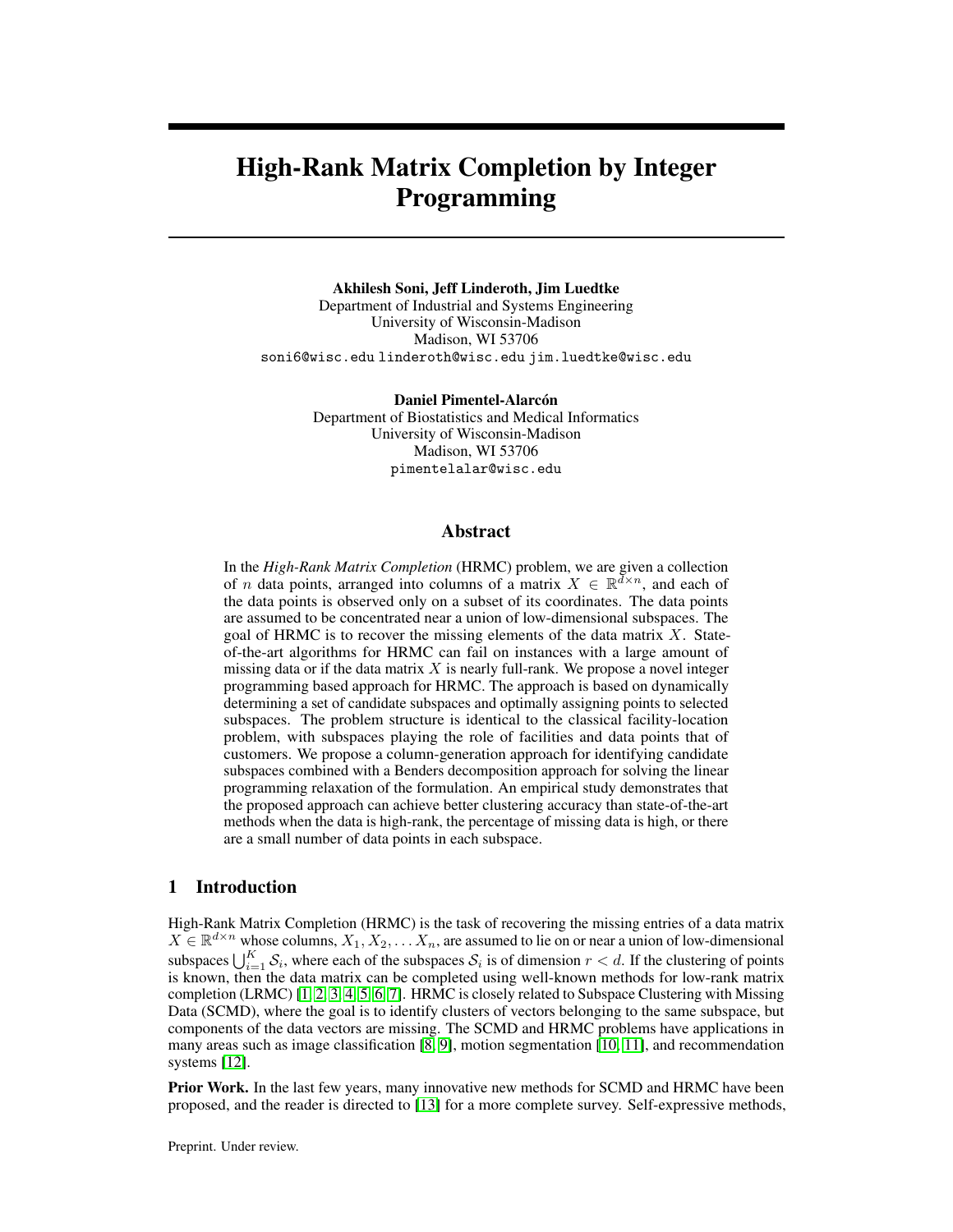# High-Rank Matrix Completion by Integer Programming

**Akhilesh Soni, Jeff Linderoth, Jim Luedtke**
Department of Industrial and Systems Engineering
University of Wisconsin-Madison
Madison, WI 53706
soni6@wisc.edu linderoth@wisc.edu jim.luedtke@wisc.edu

**Daniel Pimentel-Alarcón**
Department of Biostatistics and Medical Informatics
University of Wisconsin-Madison
Madison, WI 53706
pimentelalar@wisc.edu

## Abstract

In the *High-Rank Matrix Completion* (HRMC) problem, we are given a collection of $n$ data points, arranged into columns of a matrix $X \in \mathbb{R}^{d \times n}$, and each of the data points is observed only on a subset of its coordinates. The data points are assumed to be concentrated near a union of low-dimensional subspaces. The goal of HRMC is to recover the missing elements of the data matrix $X$. State-of-the-art algorithms for HRMC can fail on instances with a large amount of missing data or if the data matrix $X$ is nearly full-rank. We propose a novel integer programming based approach for HRMC. The approach is based on dynamically determining a set of candidate subspaces and optimally assigning points to selected subspaces. The problem structure is identical to the classical facility-location problem, with subspaces playing the role of facilities and data points that of customers. We propose a column-generation approach for identifying candidate subspaces combined with a Benders decomposition approach for solving the linear programming relaxation of the formulation. An empirical study demonstrates that the proposed approach can achieve better clustering accuracy than state-of-the-art methods when the data is high-rank, the percentage of missing data is high, or there are a small number of data points in each subspace.

## 1 Introduction

High-Rank Matrix Completion (HRMC) is the task of recovering the missing entries of a data matrix $X \in \mathbb{R}^{d \times n}$ whose columns, $X_1, X_2, \ldots X_n$, are assumed to lie on or near a union of low-dimensional subspaces $\bigcup_{i=1}^{K} \mathcal{S}_i$, where each of the subspaces $\mathcal{S}_i$ is of dimension $r < d$. If the clustering of points is known, then the data matrix can be completed using well-known methods for low-rank matrix completion (LRMC) [1, 2, 3, 4, 5, 6, 7]. HRMC is closely related to Subspace Clustering with Missing Data (SCMD), where the goal is to identify clusters of vectors belonging to the same subspace, but components of the data vectors are missing. The SCMD and HRMC problems have applications in many areas such as image classification [8, 9], motion segmentation [10, 11], and recommendation systems [12].

**Prior Work.** In the last few years, many innovative new methods for SCMD and HRMC have been proposed, and the reader is directed to [13] for a more complete survey. Self-expressive methods,

Preprint. Under review.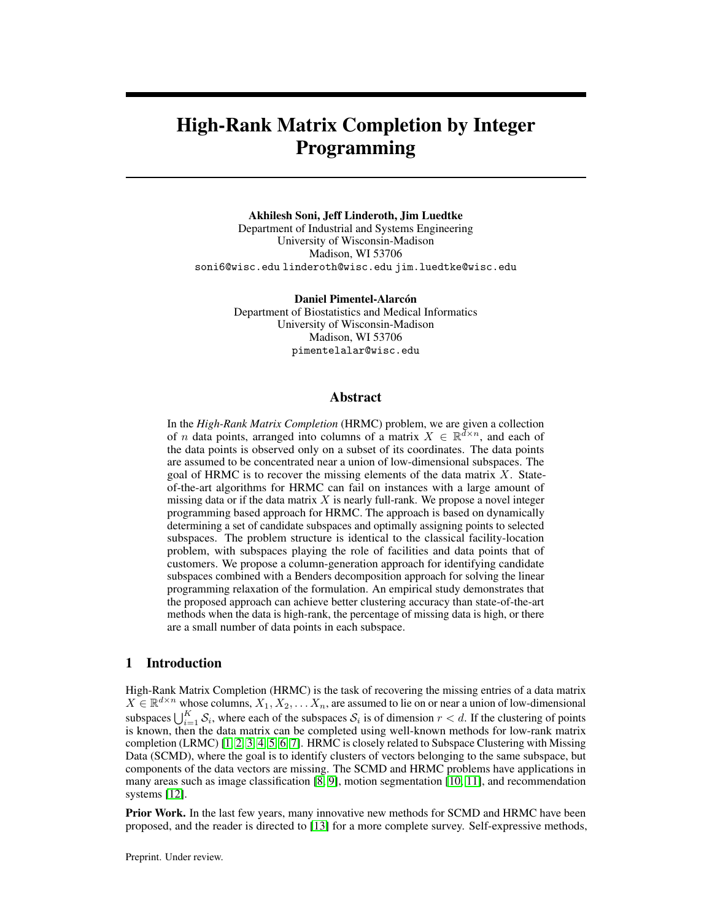# High-Rank Matrix Completion by Integer Programming

**Akhilesh Soni, Jeff Linderoth, Jim Luedtke**
Department of Industrial and Systems Engineering
University of Wisconsin-Madison
Madison, WI 53706
soni6@wisc.edu linderoth@wisc.edu jim.luedtke@wisc.edu

**Daniel Pimentel-Alarcón**
Department of Biostatistics and Medical Informatics
University of Wisconsin-Madison
Madison, WI 53706
pimentelalar@wisc.edu

## Abstract

In the *High-Rank Matrix Completion* (HRMC) problem, we are given a collection of $n$ data points, arranged into columns of a matrix $X \in \mathbb{R}^{d \times n}$, and each of the data points is observed only on a subset of its coordinates. The data points are assumed to be concentrated near a union of low-dimensional subspaces. The goal of HRMC is to recover the missing elements of the data matrix $X$. State-of-the-art algorithms for HRMC can fail on instances with a large amount of missing data or if the data matrix $X$ is nearly full-rank. We propose a novel integer programming based approach for HRMC. The approach is based on dynamically determining a set of candidate subspaces and optimally assigning points to selected subspaces. The problem structure is identical to the classical facility-location problem, with subspaces playing the role of facilities and data points that of customers. We propose a column-generation approach for identifying candidate subspaces combined with a Benders decomposition approach for solving the linear programming relaxation of the formulation. An empirical study demonstrates that the proposed approach can achieve better clustering accuracy than state-of-the-art methods when the data is high-rank, the percentage of missing data is high, or there are a small number of data points in each subspace.

## 1 Introduction

High-Rank Matrix Completion (HRMC) is the task of recovering the missing entries of a data matrix $X \in \mathbb{R}^{d \times n}$ whose columns, $X_1, X_2, \ldots X_n$, are assumed to lie on or near a union of low-dimensional subspaces $\bigcup_{i=1}^{K} \mathcal{S}_i$, where each of the subspaces $\mathcal{S}_i$ is of dimension $r < d$. If the clustering of points is known, then the data matrix can be completed using well-known methods for low-rank matrix completion (LRMC) [1, 2, 3, 4, 5, 6, 7]. HRMC is closely related to Subspace Clustering with Missing Data (SCMD), where the goal is to identify clusters of vectors belonging to the same subspace, but components of the data vectors are missing. The SCMD and HRMC problems have applications in many areas such as image classification [8, 9], motion segmentation [10, 11], and recommendation systems [12].

**Prior Work.** In the last few years, many innovative new methods for SCMD and HRMC have been proposed, and the reader is directed to [13] for a more complete survey. Self-expressive methods,

Preprint. Under review.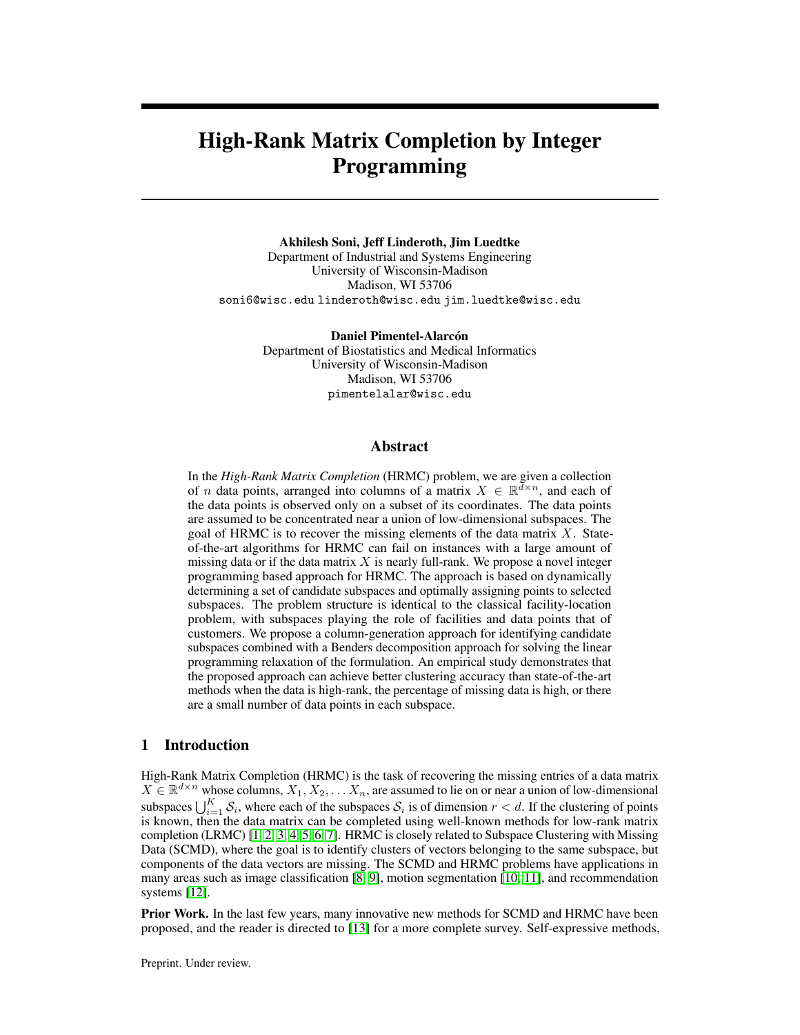# High-Rank Matrix Completion by Integer Programming

**Akhilesh Soni, Jeff Linderoth, Jim Luedtke**
Department of Industrial and Systems Engineering
University of Wisconsin-Madison
Madison, WI 53706
soni6@wisc.edu linderoth@wisc.edu jim.luedtke@wisc.edu

**Daniel Pimentel-Alarcón**
Department of Biostatistics and Medical Informatics
University of Wisconsin-Madison
Madison, WI 53706
pimentelalar@wisc.edu

## Abstract

In the *High-Rank Matrix Completion* (HRMC) problem, we are given a collection of $n$ data points, arranged into columns of a matrix $X \in \mathbb{R}^{d \times n}$, and each of the data points is observed only on a subset of its coordinates. The data points are assumed to be concentrated near a union of low-dimensional subspaces. The goal of HRMC is to recover the missing elements of the data matrix $X$. State-of-the-art algorithms for HRMC can fail on instances with a large amount of missing data or if the data matrix $X$ is nearly full-rank. We propose a novel integer programming based approach for HRMC. The approach is based on dynamically determining a set of candidate subspaces and optimally assigning points to selected subspaces. The problem structure is identical to the classical facility-location problem, with subspaces playing the role of facilities and data points that of customers. We propose a column-generation approach for identifying candidate subspaces combined with a Benders decomposition approach for solving the linear programming relaxation of the formulation. An empirical study demonstrates that the proposed approach can achieve better clustering accuracy than state-of-the-art methods when the data is high-rank, the percentage of missing data is high, or there are a small number of data points in each subspace.

## 1 Introduction

High-Rank Matrix Completion (HRMC) is the task of recovering the missing entries of a data matrix $X \in \mathbb{R}^{d \times n}$ whose columns, $X_1, X_2, \ldots X_n$, are assumed to lie on or near a union of low-dimensional subspaces $\bigcup_{i=1}^{K} \mathcal{S}_i$, where each of the subspaces $\mathcal{S}_i$ is of dimension $r < d$. If the clustering of points is known, then the data matrix can be completed using well-known methods for low-rank matrix completion (LRMC) [1, 2, 3, 4, 5, 6, 7]. HRMC is closely related to Subspace Clustering with Missing Data (SCMD), where the goal is to identify clusters of vectors belonging to the same subspace, but components of the data vectors are missing. The SCMD and HRMC problems have applications in many areas such as image classification [8, 9], motion segmentation [10, 11], and recommendation systems [12].

**Prior Work.** In the last few years, many innovative new methods for SCMD and HRMC have been proposed, and the reader is directed to [13] for a more complete survey. Self-expressive methods,

Preprint. Under review.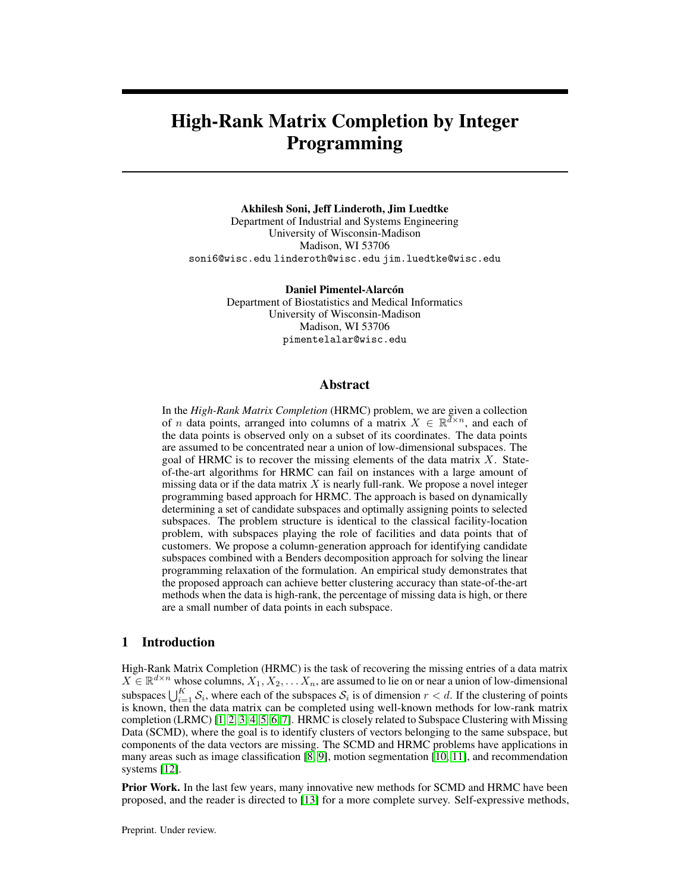# High-Rank Matrix Completion by Integer Programming

**Akhilesh Soni, Jeff Linderoth, Jim Luedtke**
Department of Industrial and Systems Engineering
University of Wisconsin-Madison
Madison, WI 53706
soni6@wisc.edu linderoth@wisc.edu jim.luedtke@wisc.edu

**Daniel Pimentel-Alarcón**
Department of Biostatistics and Medical Informatics
University of Wisconsin-Madison
Madison, WI 53706
pimentelalar@wisc.edu

## Abstract

In the *High-Rank Matrix Completion* (HRMC) problem, we are given a collection of $n$ data points, arranged into columns of a matrix $X \in \mathbb{R}^{d \times n}$, and each of the data points is observed only on a subset of its coordinates. The data points are assumed to be concentrated near a union of low-dimensional subspaces. The goal of HRMC is to recover the missing elements of the data matrix $X$. State-of-the-art algorithms for HRMC can fail on instances with a large amount of missing data or if the data matrix $X$ is nearly full-rank. We propose a novel integer programming based approach for HRMC. The approach is based on dynamically determining a set of candidate subspaces and optimally assigning points to selected subspaces. The problem structure is identical to the classical facility-location problem, with subspaces playing the role of facilities and data points that of customers. We propose a column-generation approach for identifying candidate subspaces combined with a Benders decomposition approach for solving the linear programming relaxation of the formulation. An empirical study demonstrates that the proposed approach can achieve better clustering accuracy than state-of-the-art methods when the data is high-rank, the percentage of missing data is high, or there are a small number of data points in each subspace.

## 1 Introduction

High-Rank Matrix Completion (HRMC) is the task of recovering the missing entries of a data matrix $X \in \mathbb{R}^{d \times n}$ whose columns, $X_1, X_2, \ldots X_n$, are assumed to lie on or near a union of low-dimensional subspaces $\bigcup_{i=1}^{K} \mathcal{S}_i$, where each of the subspaces $\mathcal{S}_i$ is of dimension $r < d$. If the clustering of points is known, then the data matrix can be completed using well-known methods for low-rank matrix completion (LRMC) [1, 2, 3, 4, 5, 6, 7]. HRMC is closely related to Subspace Clustering with Missing Data (SCMD), where the goal is to identify clusters of vectors belonging to the same subspace, but components of the data vectors are missing. The SCMD and HRMC problems have applications in many areas such as image classification [8, 9], motion segmentation [10, 11], and recommendation systems [12].

**Prior Work.** In the last few years, many innovative new methods for SCMD and HRMC have been proposed, and the reader is directed to [13] for a more complete survey. Self-expressive methods,

Preprint. Under review.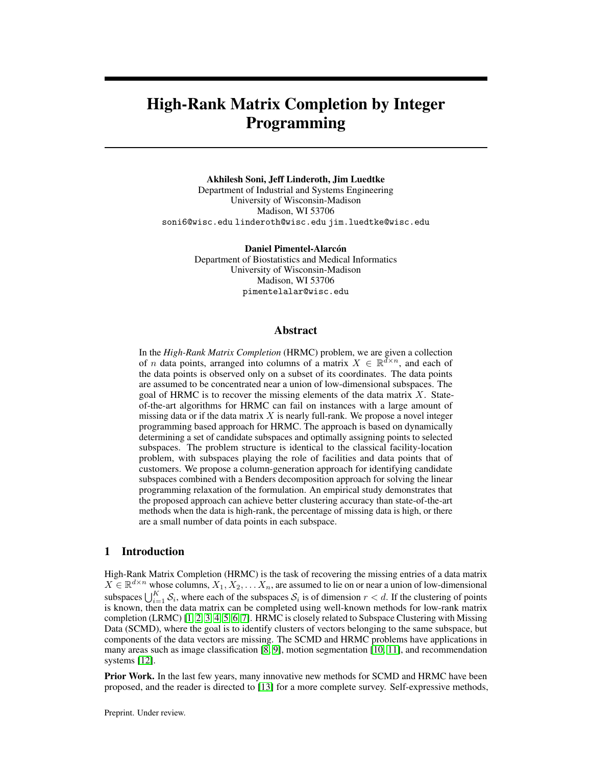# High-Rank Matrix Completion by Integer Programming

**Akhilesh Soni, Jeff Linderoth, Jim Luedtke**
Department of Industrial and Systems Engineering
University of Wisconsin-Madison
Madison, WI 53706
soni6@wisc.edu linderoth@wisc.edu jim.luedtke@wisc.edu

**Daniel Pimentel-Alarcón**
Department of Biostatistics and Medical Informatics
University of Wisconsin-Madison
Madison, WI 53706
pimentelalar@wisc.edu

## Abstract

In the *High-Rank Matrix Completion* (HRMC) problem, we are given a collection of $n$ data points, arranged into columns of a matrix $X \in \mathbb{R}^{d \times n}$, and each of the data points is observed only on a subset of its coordinates. The data points are assumed to be concentrated near a union of low-dimensional subspaces. The goal of HRMC is to recover the missing elements of the data matrix $X$. State-of-the-art algorithms for HRMC can fail on instances with a large amount of missing data or if the data matrix $X$ is nearly full-rank. We propose a novel integer programming based approach for HRMC. The approach is based on dynamically determining a set of candidate subspaces and optimally assigning points to selected subspaces. The problem structure is identical to the classical facility-location problem, with subspaces playing the role of facilities and data points that of customers. We propose a column-generation approach for identifying candidate subspaces combined with a Benders decomposition approach for solving the linear programming relaxation of the formulation. An empirical study demonstrates that the proposed approach can achieve better clustering accuracy than state-of-the-art methods when the data is high-rank, the percentage of missing data is high, or there are a small number of data points in each subspace.

## 1 Introduction

High-Rank Matrix Completion (HRMC) is the task of recovering the missing entries of a data matrix $X \in \mathbb{R}^{d \times n}$ whose columns, $X_1, X_2, \ldots X_n$, are assumed to lie on or near a union of low-dimensional subspaces $\bigcup_{i=1}^{K} \mathcal{S}_i$, where each of the subspaces $\mathcal{S}_i$ is of dimension $r < d$. If the clustering of points is known, then the data matrix can be completed using well-known methods for low-rank matrix completion (LRMC) [1, 2, 3, 4, 5, 6, 7]. HRMC is closely related to Subspace Clustering with Missing Data (SCMD), where the goal is to identify clusters of vectors belonging to the same subspace, but components of the data vectors are missing. The SCMD and HRMC problems have applications in many areas such as image classification [8, 9], motion segmentation [10, 11], and recommendation systems [12].

**Prior Work.** In the last few years, many innovative new methods for SCMD and HRMC have been proposed, and the reader is directed to [13] for a more complete survey. Self-expressive methods,

Preprint. Under review.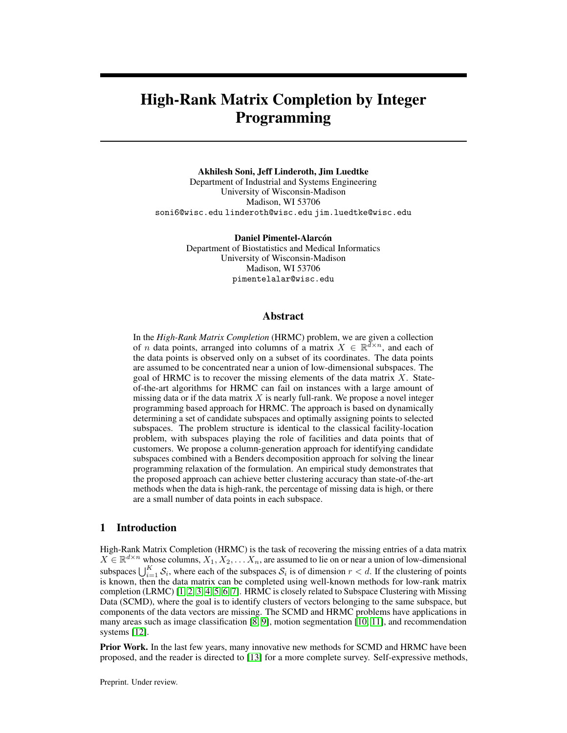# High-Rank Matrix Completion by Integer Programming

**Akhilesh Soni, Jeff Linderoth, Jim Luedtke**
Department of Industrial and Systems Engineering
University of Wisconsin-Madison
Madison, WI 53706
soni6@wisc.edu linderoth@wisc.edu jim.luedtke@wisc.edu

**Daniel Pimentel-Alarcón**
Department of Biostatistics and Medical Informatics
University of Wisconsin-Madison
Madison, WI 53706
pimentelalar@wisc.edu

## Abstract

In the *High-Rank Matrix Completion* (HRMC) problem, we are given a collection of $n$ data points, arranged into columns of a matrix $X \in \mathbb{R}^{d \times n}$, and each of the data points is observed only on a subset of its coordinates. The data points are assumed to be concentrated near a union of low-dimensional subspaces. The goal of HRMC is to recover the missing elements of the data matrix $X$. State-of-the-art algorithms for HRMC can fail on instances with a large amount of missing data or if the data matrix $X$ is nearly full-rank. We propose a novel integer programming based approach for HRMC. The approach is based on dynamically determining a set of candidate subspaces and optimally assigning points to selected subspaces. The problem structure is identical to the classical facility-location problem, with subspaces playing the role of facilities and data points that of customers. We propose a column-generation approach for identifying candidate subspaces combined with a Benders decomposition approach for solving the linear programming relaxation of the formulation. An empirical study demonstrates that the proposed approach can achieve better clustering accuracy than state-of-the-art methods when the data is high-rank, the percentage of missing data is high, or there are a small number of data points in each subspace.

## 1 Introduction

High-Rank Matrix Completion (HRMC) is the task of recovering the missing entries of a data matrix $X \in \mathbb{R}^{d \times n}$ whose columns, $X_1, X_2, \ldots X_n$, are assumed to lie on or near a union of low-dimensional subspaces $\bigcup_{i=1}^{K} \mathcal{S}_i$, where each of the subspaces $\mathcal{S}_i$ is of dimension $r < d$. If the clustering of points is known, then the data matrix can be completed using well-known methods for low-rank matrix completion (LRMC) [1, 2, 3, 4, 5, 6, 7]. HRMC is closely related to Subspace Clustering with Missing Data (SCMD), where the goal is to identify clusters of vectors belonging to the same subspace, but components of the data vectors are missing. The SCMD and HRMC problems have applications in many areas such as image classification [8, 9], motion segmentation [10, 11], and recommendation systems [12].

**Prior Work.** In the last few years, many innovative new methods for SCMD and HRMC have been proposed, and the reader is directed to [13] for a more complete survey. Self-expressive methods,

Preprint. Under review.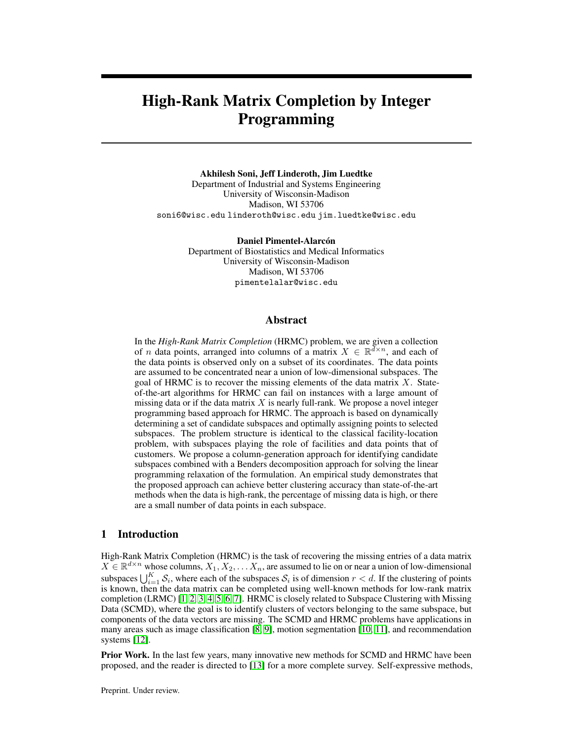# High-Rank Matrix Completion by Integer Programming

**Akhilesh Soni, Jeff Linderoth, Jim Luedtke**
Department of Industrial and Systems Engineering
University of Wisconsin-Madison
Madison, WI 53706
soni6@wisc.edu linderoth@wisc.edu jim.luedtke@wisc.edu

**Daniel Pimentel-Alarcón**
Department of Biostatistics and Medical Informatics
University of Wisconsin-Madison
Madison, WI 53706
pimentelalar@wisc.edu

## Abstract

In the *High-Rank Matrix Completion* (HRMC) problem, we are given a collection of $n$ data points, arranged into columns of a matrix $X \in \mathbb{R}^{d \times n}$, and each of the data points is observed only on a subset of its coordinates. The data points are assumed to be concentrated near a union of low-dimensional subspaces. The goal of HRMC is to recover the missing elements of the data matrix $X$. State-of-the-art algorithms for HRMC can fail on instances with a large amount of missing data or if the data matrix $X$ is nearly full-rank. We propose a novel integer programming based approach for HRMC. The approach is based on dynamically determining a set of candidate subspaces and optimally assigning points to selected subspaces. The problem structure is identical to the classical facility-location problem, with subspaces playing the role of facilities and data points that of customers. We propose a column-generation approach for identifying candidate subspaces combined with a Benders decomposition approach for solving the linear programming relaxation of the formulation. An empirical study demonstrates that the proposed approach can achieve better clustering accuracy than state-of-the-art methods when the data is high-rank, the percentage of missing data is high, or there are a small number of data points in each subspace.

## 1 Introduction

High-Rank Matrix Completion (HRMC) is the task of recovering the missing entries of a data matrix $X \in \mathbb{R}^{d \times n}$ whose columns, $X_1, X_2, \ldots X_n$, are assumed to lie on or near a union of low-dimensional subspaces $\bigcup_{i=1}^{K} \mathcal{S}_i$, where each of the subspaces $\mathcal{S}_i$ is of dimension $r < d$. If the clustering of points is known, then the data matrix can be completed using well-known methods for low-rank matrix completion (LRMC) [1, 2, 3, 4, 5, 6, 7]. HRMC is closely related to Subspace Clustering with Missing Data (SCMD), where the goal is to identify clusters of vectors belonging to the same subspace, but components of the data vectors are missing. The SCMD and HRMC problems have applications in many areas such as image classification [8, 9], motion segmentation [10, 11], and recommendation systems [12].

**Prior Work.** In the last few years, many innovative new methods for SCMD and HRMC have been proposed, and the reader is directed to [13] for a more complete survey. Self-expressive methods,

Preprint. Under review.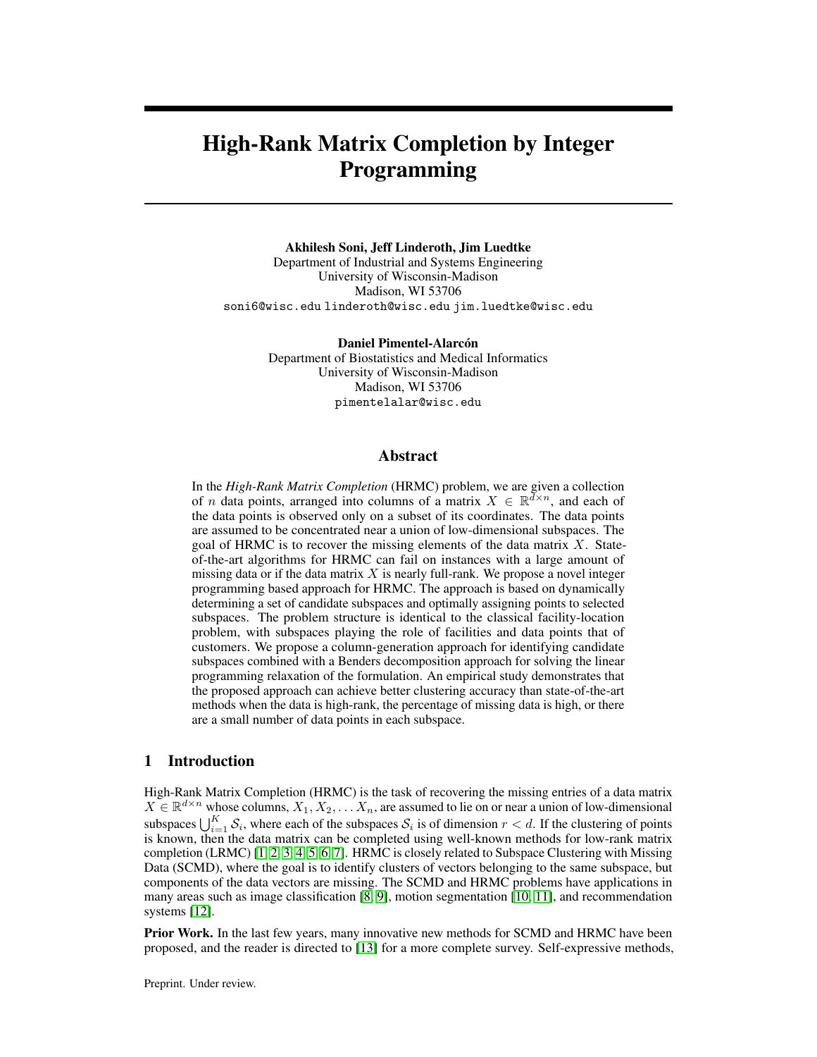# High-Rank Matrix Completion by Integer Programming

**Akhilesh Soni, Jeff Linderoth, Jim Luedtke**
Department of Industrial and Systems Engineering
University of Wisconsin-Madison
Madison, WI 53706
soni6@wisc.edu linderoth@wisc.edu jim.luedtke@wisc.edu

**Daniel Pimentel-Alarcón**
Department of Biostatistics and Medical Informatics
University of Wisconsin-Madison
Madison, WI 53706
pimentelalar@wisc.edu

## Abstract

In the *High-Rank Matrix Completion* (HRMC) problem, we are given a collection of $n$ data points, arranged into columns of a matrix $X \in \mathbb{R}^{d \times n}$, and each of the data points is observed only on a subset of its coordinates. The data points are assumed to be concentrated near a union of low-dimensional subspaces. The goal of HRMC is to recover the missing elements of the data matrix $X$. State-of-the-art algorithms for HRMC can fail on instances with a large amount of missing data or if the data matrix $X$ is nearly full-rank. We propose a novel integer programming based approach for HRMC. The approach is based on dynamically determining a set of candidate subspaces and optimally assigning points to selected subspaces. The problem structure is identical to the classical facility-location problem, with subspaces playing the role of facilities and data points that of customers. We propose a column-generation approach for identifying candidate subspaces combined with a Benders decomposition approach for solving the linear programming relaxation of the formulation. An empirical study demonstrates that the proposed approach can achieve better clustering accuracy than state-of-the-art methods when the data is high-rank, the percentage of missing data is high, or there are a small number of data points in each subspace.

## 1 Introduction

High-Rank Matrix Completion (HRMC) is the task of recovering the missing entries of a data matrix $X \in \mathbb{R}^{d \times n}$ whose columns, $X_1, X_2, \ldots X_n$, are assumed to lie on or near a union of low-dimensional subspaces $\bigcup_{i=1}^{K} \mathcal{S}_i$, where each of the subspaces $\mathcal{S}_i$ is of dimension $r < d$. If the clustering of points is known, then the data matrix can be completed using well-known methods for low-rank matrix completion (LRMC) [1, 2, 3, 4, 5, 6, 7]. HRMC is closely related to Subspace Clustering with Missing Data (SCMD), where the goal is to identify clusters of vectors belonging to the same subspace, but components of the data vectors are missing. The SCMD and HRMC problems have applications in many areas such as image classification [8, 9], motion segmentation [10, 11], and recommendation systems [12].

**Prior Work.** In the last few years, many innovative new methods for SCMD and HRMC have been proposed, and the reader is directed to [13] for a more complete survey. Self-expressive methods,

Preprint. Under review.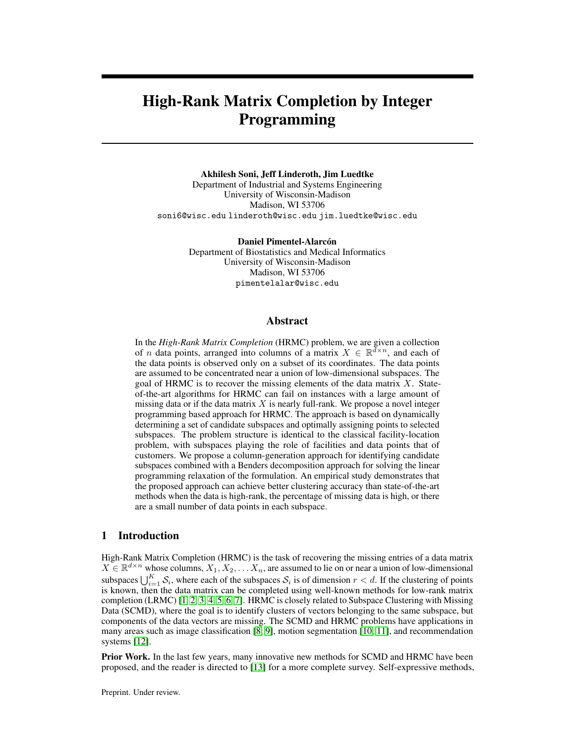# High-Rank Matrix Completion by Integer Programming

**Akhilesh Soni, Jeff Linderoth, Jim Luedtke**
Department of Industrial and Systems Engineering
University of Wisconsin-Madison
Madison, WI 53706
soni6@wisc.edu linderoth@wisc.edu jim.luedtke@wisc.edu

**Daniel Pimentel-Alarcón**
Department of Biostatistics and Medical Informatics
University of Wisconsin-Madison
Madison, WI 53706
pimentelalar@wisc.edu

## Abstract

In the *High-Rank Matrix Completion* (HRMC) problem, we are given a collection of $n$ data points, arranged into columns of a matrix $X \in \mathbb{R}^{d \times n}$, and each of the data points is observed only on a subset of its coordinates. The data points are assumed to be concentrated near a union of low-dimensional subspaces. The goal of HRMC is to recover the missing elements of the data matrix $X$. State-of-the-art algorithms for HRMC can fail on instances with a large amount of missing data or if the data matrix $X$ is nearly full-rank. We propose a novel integer programming based approach for HRMC. The approach is based on dynamically determining a set of candidate subspaces and optimally assigning points to selected subspaces. The problem structure is identical to the classical facility-location problem, with subspaces playing the role of facilities and data points that of customers. We propose a column-generation approach for identifying candidate subspaces combined with a Benders decomposition approach for solving the linear programming relaxation of the formulation. An empirical study demonstrates that the proposed approach can achieve better clustering accuracy than state-of-the-art methods when the data is high-rank, the percentage of missing data is high, or there are a small number of data points in each subspace.

## 1 Introduction

High-Rank Matrix Completion (HRMC) is the task of recovering the missing entries of a data matrix $X \in \mathbb{R}^{d \times n}$ whose columns, $X_1, X_2, \ldots X_n$, are assumed to lie on or near a union of low-dimensional subspaces $\bigcup_{i=1}^{K} \mathcal{S}_i$, where each of the subspaces $\mathcal{S}_i$ is of dimension $r < d$. If the clustering of points is known, then the data matrix can be completed using well-known methods for low-rank matrix completion (LRMC) [1, 2, 3, 4, 5, 6, 7]. HRMC is closely related to Subspace Clustering with Missing Data (SCMD), where the goal is to identify clusters of vectors belonging to the same subspace, but components of the data vectors are missing. The SCMD and HRMC problems have applications in many areas such as image classification [8, 9], motion segmentation [10, 11], and recommendation systems [12].

**Prior Work.** In the last few years, many innovative new methods for SCMD and HRMC have been proposed, and the reader is directed to [13] for a more complete survey. Self-expressive methods,

Preprint. Under review.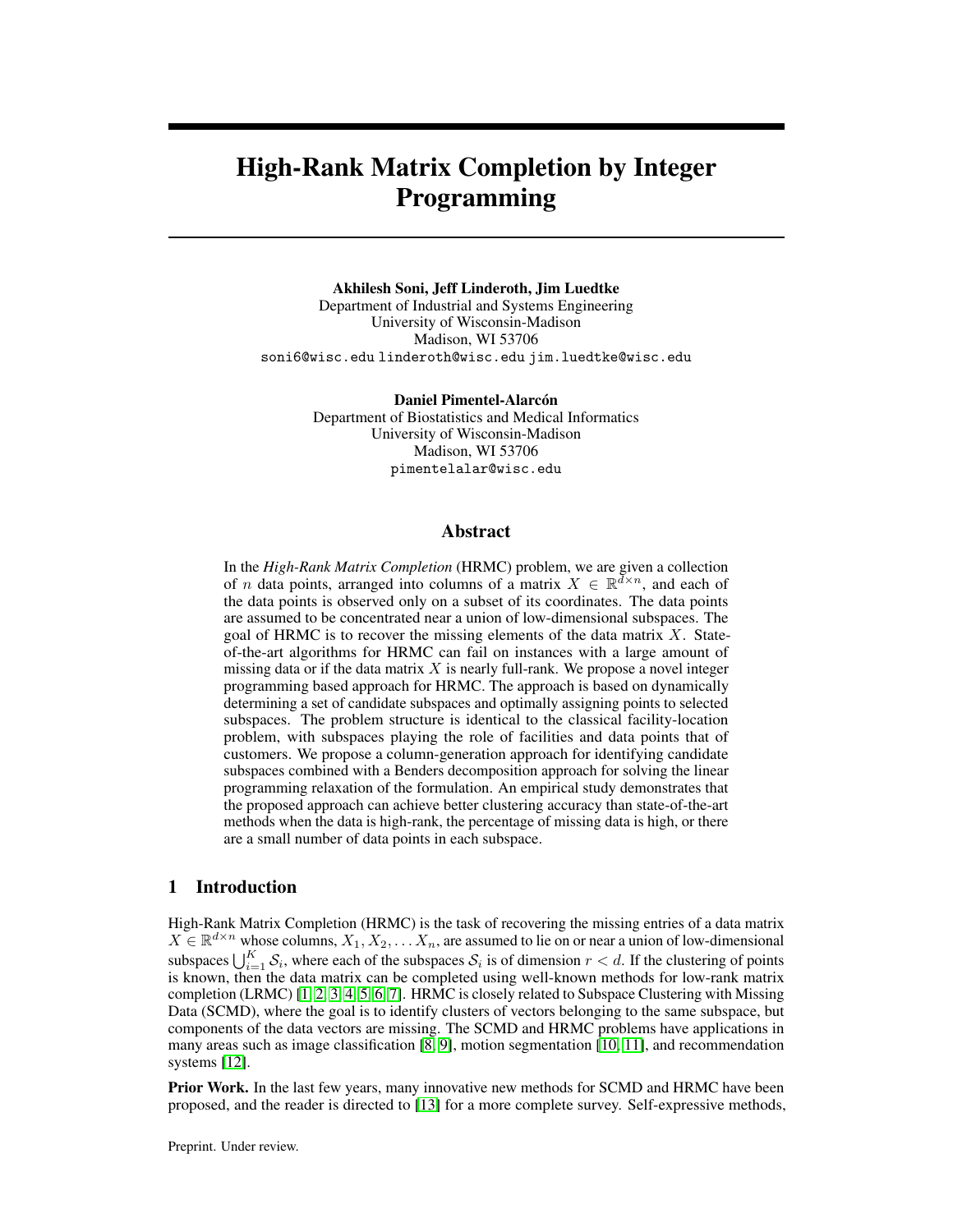# High-Rank Matrix Completion by Integer Programming

**Akhilesh Soni, Jeff Linderoth, Jim Luedtke**
Department of Industrial and Systems Engineering
University of Wisconsin-Madison
Madison, WI 53706
soni6@wisc.edu linderoth@wisc.edu jim.luedtke@wisc.edu

**Daniel Pimentel-Alarcón**
Department of Biostatistics and Medical Informatics
University of Wisconsin-Madison
Madison, WI 53706
pimentelalar@wisc.edu

## Abstract

In the *High-Rank Matrix Completion* (HRMC) problem, we are given a collection of $n$ data points, arranged into columns of a matrix $X \in \mathbb{R}^{d \times n}$, and each of the data points is observed only on a subset of its coordinates. The data points are assumed to be concentrated near a union of low-dimensional subspaces. The goal of HRMC is to recover the missing elements of the data matrix $X$. State-of-the-art algorithms for HRMC can fail on instances with a large amount of missing data or if the data matrix $X$ is nearly full-rank. We propose a novel integer programming based approach for HRMC. The approach is based on dynamically determining a set of candidate subspaces and optimally assigning points to selected subspaces. The problem structure is identical to the classical facility-location problem, with subspaces playing the role of facilities and data points that of customers. We propose a column-generation approach for identifying candidate subspaces combined with a Benders decomposition approach for solving the linear programming relaxation of the formulation. An empirical study demonstrates that the proposed approach can achieve better clustering accuracy than state-of-the-art methods when the data is high-rank, the percentage of missing data is high, or there are a small number of data points in each subspace.

## 1 Introduction

High-Rank Matrix Completion (HRMC) is the task of recovering the missing entries of a data matrix $X \in \mathbb{R}^{d \times n}$ whose columns, $X_1, X_2, \ldots X_n$, are assumed to lie on or near a union of low-dimensional subspaces $\bigcup_{i=1}^{K} \mathcal{S}_i$, where each of the subspaces $\mathcal{S}_i$ is of dimension $r < d$. If the clustering of points is known, then the data matrix can be completed using well-known methods for low-rank matrix completion (LRMC) [1, 2, 3, 4, 5, 6, 7]. HRMC is closely related to Subspace Clustering with Missing Data (SCMD), where the goal is to identify clusters of vectors belonging to the same subspace, but components of the data vectors are missing. The SCMD and HRMC problems have applications in many areas such as image classification [8, 9], motion segmentation [10, 11], and recommendation systems [12].

**Prior Work.** In the last few years, many innovative new methods for SCMD and HRMC have been proposed, and the reader is directed to [13] for a more complete survey. Self-expressive methods,

Preprint. Under review.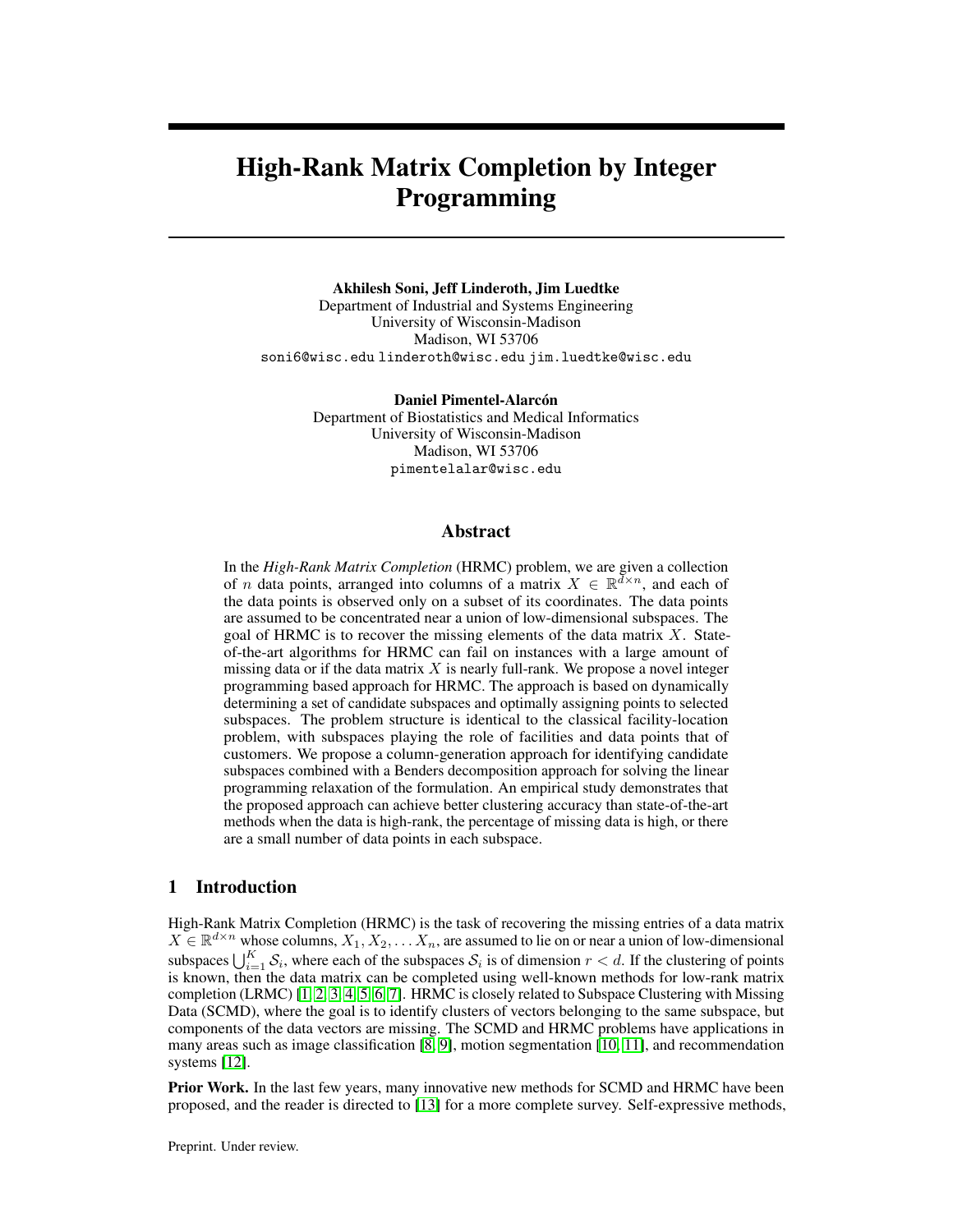# High-Rank Matrix Completion by Integer Programming

**Akhilesh Soni, Jeff Linderoth, Jim Luedtke**
Department of Industrial and Systems Engineering
University of Wisconsin-Madison
Madison, WI 53706
soni6@wisc.edu linderoth@wisc.edu jim.luedtke@wisc.edu

**Daniel Pimentel-Alarcón**
Department of Biostatistics and Medical Informatics
University of Wisconsin-Madison
Madison, WI 53706
pimentelalar@wisc.edu

## Abstract

In the *High-Rank Matrix Completion* (HRMC) problem, we are given a collection of $n$ data points, arranged into columns of a matrix $X \in \mathbb{R}^{d \times n}$, and each of the data points is observed only on a subset of its coordinates. The data points are assumed to be concentrated near a union of low-dimensional subspaces. The goal of HRMC is to recover the missing elements of the data matrix $X$. State-of-the-art algorithms for HRMC can fail on instances with a large amount of missing data or if the data matrix $X$ is nearly full-rank. We propose a novel integer programming based approach for HRMC. The approach is based on dynamically determining a set of candidate subspaces and optimally assigning points to selected subspaces. The problem structure is identical to the classical facility-location problem, with subspaces playing the role of facilities and data points that of customers. We propose a column-generation approach for identifying candidate subspaces combined with a Benders decomposition approach for solving the linear programming relaxation of the formulation. An empirical study demonstrates that the proposed approach can achieve better clustering accuracy than state-of-the-art methods when the data is high-rank, the percentage of missing data is high, or there are a small number of data points in each subspace.

## 1 Introduction

High-Rank Matrix Completion (HRMC) is the task of recovering the missing entries of a data matrix $X \in \mathbb{R}^{d \times n}$ whose columns, $X_1, X_2, \ldots X_n$, are assumed to lie on or near a union of low-dimensional subspaces $\bigcup_{i=1}^{K} \mathcal{S}_i$, where each of the subspaces $\mathcal{S}_i$ is of dimension $r < d$. If the clustering of points is known, then the data matrix can be completed using well-known methods for low-rank matrix completion (LRMC) [1, 2, 3, 4, 5, 6, 7]. HRMC is closely related to Subspace Clustering with Missing Data (SCMD), where the goal is to identify clusters of vectors belonging to the same subspace, but components of the data vectors are missing. The SCMD and HRMC problems have applications in many areas such as image classification [8, 9], motion segmentation [10, 11], and recommendation systems [12].

**Prior Work.** In the last few years, many innovative new methods for SCMD and HRMC have been proposed, and the reader is directed to [13] for a more complete survey. Self-expressive methods,

Preprint. Under review.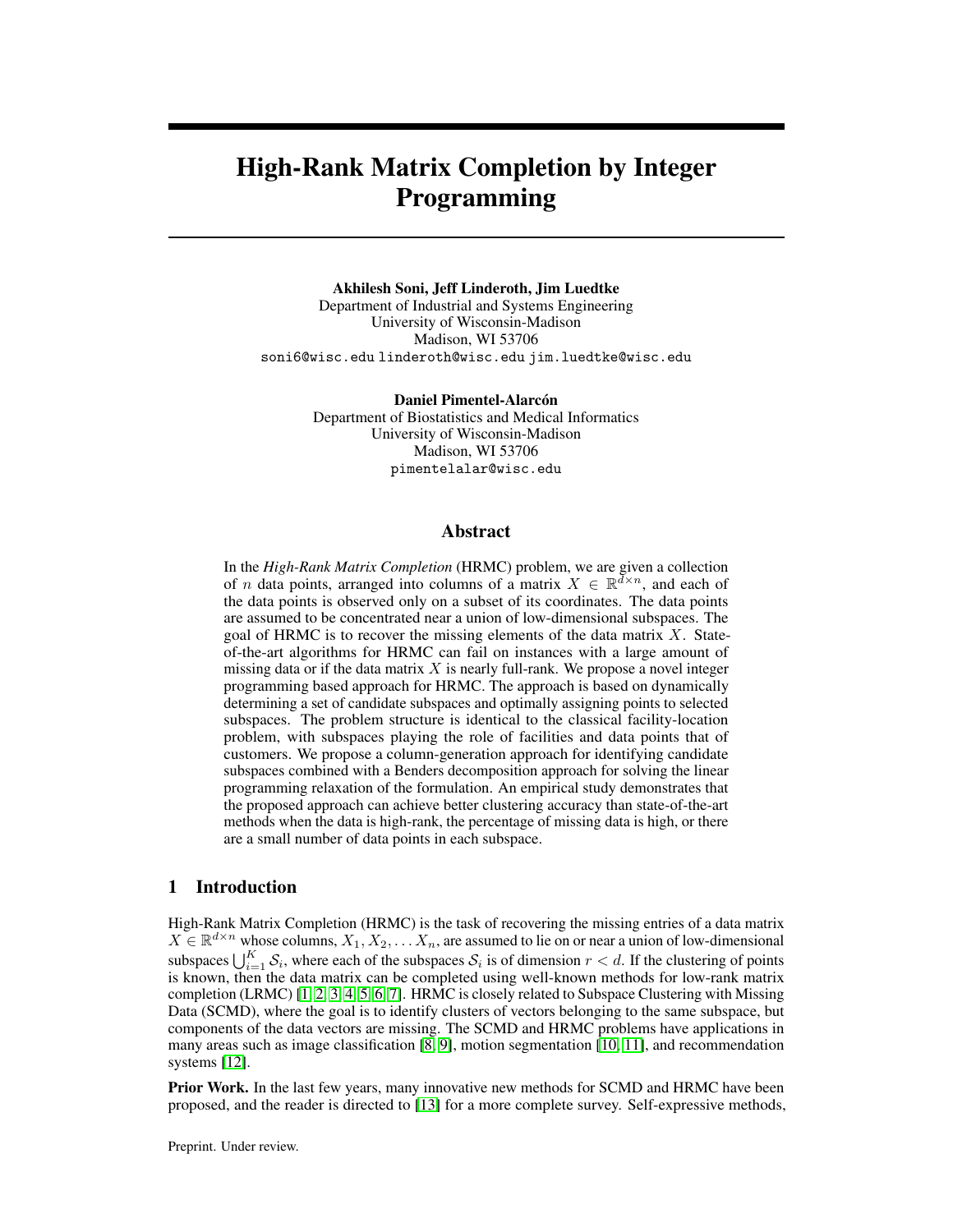# High-Rank Matrix Completion by Integer Programming

**Akhilesh Soni, Jeff Linderoth, Jim Luedtke**
Department of Industrial and Systems Engineering
University of Wisconsin-Madison
Madison, WI 53706
soni6@wisc.edu linderoth@wisc.edu jim.luedtke@wisc.edu

**Daniel Pimentel-Alarcón**
Department of Biostatistics and Medical Informatics
University of Wisconsin-Madison
Madison, WI 53706
pimentelalar@wisc.edu

## Abstract

In the *High-Rank Matrix Completion* (HRMC) problem, we are given a collection of $n$ data points, arranged into columns of a matrix $X \in \mathbb{R}^{d \times n}$, and each of the data points is observed only on a subset of its coordinates. The data points are assumed to be concentrated near a union of low-dimensional subspaces. The goal of HRMC is to recover the missing elements of the data matrix $X$. State-of-the-art algorithms for HRMC can fail on instances with a large amount of missing data or if the data matrix $X$ is nearly full-rank. We propose a novel integer programming based approach for HRMC. The approach is based on dynamically determining a set of candidate subspaces and optimally assigning points to selected subspaces. The problem structure is identical to the classical facility-location problem, with subspaces playing the role of facilities and data points that of customers. We propose a column-generation approach for identifying candidate subspaces combined with a Benders decomposition approach for solving the linear programming relaxation of the formulation. An empirical study demonstrates that the proposed approach can achieve better clustering accuracy than state-of-the-art methods when the data is high-rank, the percentage of missing data is high, or there are a small number of data points in each subspace.

## 1 Introduction

High-Rank Matrix Completion (HRMC) is the task of recovering the missing entries of a data matrix $X \in \mathbb{R}^{d \times n}$ whose columns, $X_1, X_2, \ldots X_n$, are assumed to lie on or near a union of low-dimensional subspaces $\bigcup_{i=1}^{K} \mathcal{S}_i$, where each of the subspaces $\mathcal{S}_i$ is of dimension $r < d$. If the clustering of points is known, then the data matrix can be completed using well-known methods for low-rank matrix completion (LRMC) [1, 2, 3, 4, 5, 6, 7]. HRMC is closely related to Subspace Clustering with Missing Data (SCMD), where the goal is to identify clusters of vectors belonging to the same subspace, but components of the data vectors are missing. The SCMD and HRMC problems have applications in many areas such as image classification [8, 9], motion segmentation [10, 11], and recommendation systems [12].

**Prior Work.** In the last few years, many innovative new methods for SCMD and HRMC have been proposed, and the reader is directed to [13] for a more complete survey. Self-expressive methods,

Preprint. Under review.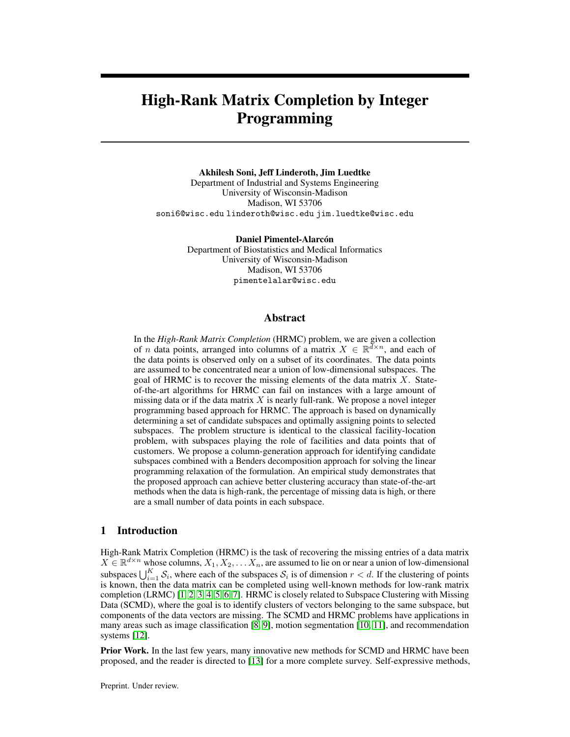# High-Rank Matrix Completion by Integer Programming

**Akhilesh Soni, Jeff Linderoth, Jim Luedtke**
Department of Industrial and Systems Engineering
University of Wisconsin-Madison
Madison, WI 53706
soni6@wisc.edu linderoth@wisc.edu jim.luedtke@wisc.edu

**Daniel Pimentel-Alarcón**
Department of Biostatistics and Medical Informatics
University of Wisconsin-Madison
Madison, WI 53706
pimentelalar@wisc.edu

## Abstract

In the *High-Rank Matrix Completion* (HRMC) problem, we are given a collection of $n$ data points, arranged into columns of a matrix $X \in \mathbb{R}^{d \times n}$, and each of the data points is observed only on a subset of its coordinates. The data points are assumed to be concentrated near a union of low-dimensional subspaces. The goal of HRMC is to recover the missing elements of the data matrix $X$. State-of-the-art algorithms for HRMC can fail on instances with a large amount of missing data or if the data matrix $X$ is nearly full-rank. We propose a novel integer programming based approach for HRMC. The approach is based on dynamically determining a set of candidate subspaces and optimally assigning points to selected subspaces. The problem structure is identical to the classical facility-location problem, with subspaces playing the role of facilities and data points that of customers. We propose a column-generation approach for identifying candidate subspaces combined with a Benders decomposition approach for solving the linear programming relaxation of the formulation. An empirical study demonstrates that the proposed approach can achieve better clustering accuracy than state-of-the-art methods when the data is high-rank, the percentage of missing data is high, or there are a small number of data points in each subspace.

## 1 Introduction

High-Rank Matrix Completion (HRMC) is the task of recovering the missing entries of a data matrix $X \in \mathbb{R}^{d \times n}$ whose columns, $X_1, X_2, \ldots X_n$, are assumed to lie on or near a union of low-dimensional subspaces $\bigcup_{i=1}^{K} \mathcal{S}_i$, where each of the subspaces $\mathcal{S}_i$ is of dimension $r < d$. If the clustering of points is known, then the data matrix can be completed using well-known methods for low-rank matrix completion (LRMC) [1, 2, 3, 4, 5, 6, 7]. HRMC is closely related to Subspace Clustering with Missing Data (SCMD), where the goal is to identify clusters of vectors belonging to the same subspace, but components of the data vectors are missing. The SCMD and HRMC problems have applications in many areas such as image classification [8, 9], motion segmentation [10, 11], and recommendation systems [12].

**Prior Work.** In the last few years, many innovative new methods for SCMD and HRMC have been proposed, and the reader is directed to [13] for a more complete survey. Self-expressive methods,

Preprint. Under review.